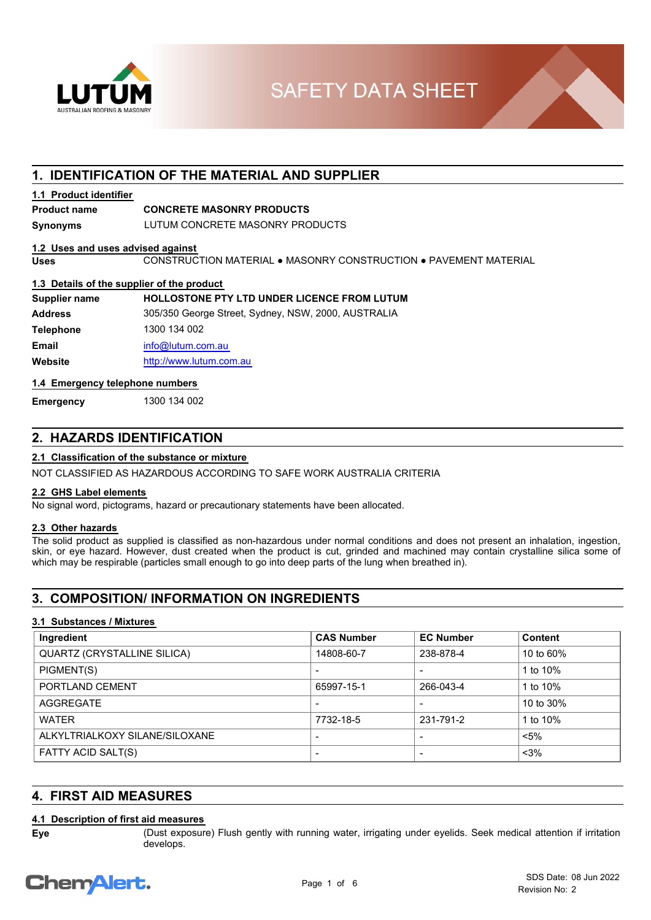# SAFETY DATA SHEET

## 1. IDENTIFICATION OF THE MATERIAL AND SUPPLIER

### 1.1 Product identifier

| | |
|---|---|
| **Product name** | **CONCRETE MASONRY PRODUCTS** |
| **Synonyms** | LUTUM CONCRETE MASONRY PRODUCTS |

### 1.2 Uses and uses advised against

| | |
|---|---|
| **Uses** | CONSTRUCTION MATERIAL ● MASONRY CONSTRUCTION ● PAVEMENT MATERIAL |

### 1.3 Details of the supplier of the product

| | |
|---|---|
| **Supplier name** | **HOLLOSTONE PTY LTD UNDER LICENCE FROM LUTUM** |
| **Address** | 305/350 George Street, Sydney, NSW, 2000, AUSTRALIA |
| **Telephone** | 1300 134 002 |
| **Email** | info@lutum.com.au |
| **Website** | http://www.lutum.com.au |

### 1.4 Emergency telephone numbers

| | |
|---|---|
| **Emergency** | 1300 134 002 |

## 2. HAZARDS IDENTIFICATION

### 2.1 Classification of the substance or mixture

NOT CLASSIFIED AS HAZARDOUS ACCORDING TO SAFE WORK AUSTRALIA CRITERIA

### 2.2 GHS Label elements

No signal word, pictograms, hazard or precautionary statements have been allocated.

### 2.3 Other hazards

The solid product as supplied is classified as non-hazardous under normal conditions and does not present an inhalation, ingestion, skin, or eye hazard. However, dust created when the product is cut, grinded and machined may contain crystalline silica some of which may be respirable (particles small enough to go into deep parts of the lung when breathed in).

## 3. COMPOSITION/ INFORMATION ON INGREDIENTS

### 3.1 Substances / Mixtures

| Ingredient | CAS Number | EC Number | Content |
|---|---|---|---|
| QUARTZ (CRYSTALLINE SILICA) | 14808-60-7 | 238-878-4 | 10 to 60% |
| PIGMENT(S) | - | - | 1 to 10% |
| PORTLAND CEMENT | 65997-15-1 | 266-043-4 | 1 to 10% |
| AGGREGATE | - | - | 10 to 30% |
| WATER | 7732-18-5 | 231-791-2 | 1 to 10% |
| ALKYLTRIALKOXY SILANE/SILOXANE | - | - | <5% |
| FATTY ACID SALT(S) | - | - | <3% |

## 4. FIRST AID MEASURES

### 4.1 Description of first aid measures

| | |
|---|---|
| **Eye** | (Dust exposure) Flush gently with running water, irrigating under eyelids. Seek medical attention if irritation develops. |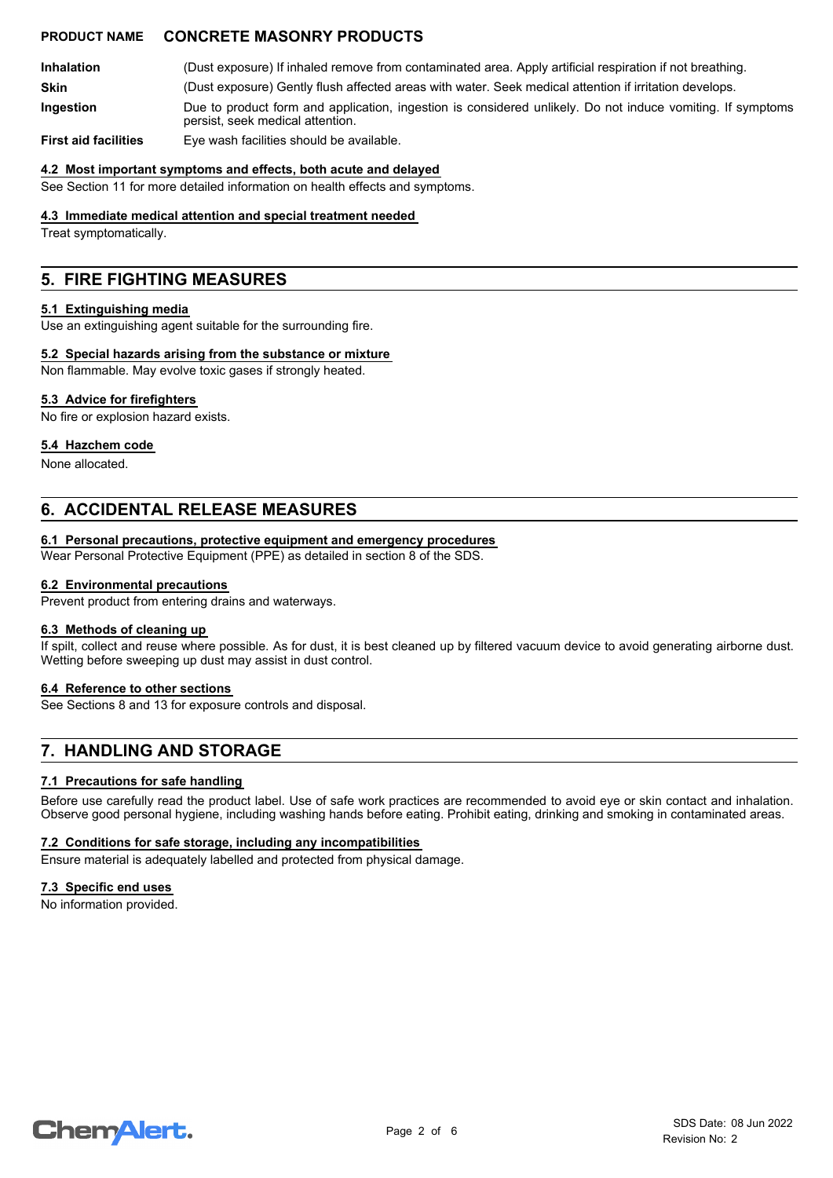| | |
|---|---|
| **Inhalation** | (Dust exposure) If inhaled remove from contaminated area. Apply artificial respiration if not breathing. |
| **Skin** | (Dust exposure) Gently flush affected areas with water. Seek medical attention if irritation develops. |
| **Ingestion** | Due to product form and application, ingestion is considered unlikely. Do not induce vomiting. If symptoms persist, seek medical attention. |
| **First aid facilities** | Eye wash facilities should be available. |

### 4.2 Most important symptoms and effects, both acute and delayed

See Section 11 for more detailed information on health effects and symptoms.

### 4.3 Immediate medical attention and special treatment needed

Treat symptomatically.

## 5. FIRE FIGHTING MEASURES

### 5.1 Extinguishing media

Use an extinguishing agent suitable for the surrounding fire.

### 5.2 Special hazards arising from the substance or mixture

Non flammable. May evolve toxic gases if strongly heated.

### 5.3 Advice for firefighters

No fire or explosion hazard exists.

### 5.4 Hazchem code

None allocated.

## 6. ACCIDENTAL RELEASE MEASURES

### 6.1 Personal precautions, protective equipment and emergency procedures

Wear Personal Protective Equipment (PPE) as detailed in section 8 of the SDS.

### 6.2 Environmental precautions

Prevent product from entering drains and waterways.

### 6.3 Methods of cleaning up

If spilt, collect and reuse where possible. As for dust, it is best cleaned up by filtered vacuum device to avoid generating airborne dust. Wetting before sweeping up dust may assist in dust control.

### 6.4 Reference to other sections

See Sections 8 and 13 for exposure controls and disposal.

## 7. HANDLING AND STORAGE

### 7.1 Precautions for safe handling

Before use carefully read the product label. Use of safe work practices are recommended to avoid eye or skin contact and inhalation. Observe good personal hygiene, including washing hands before eating. Prohibit eating, drinking and smoking in contaminated areas.

### 7.2 Conditions for safe storage, including any incompatibilities

Ensure material is adequately labelled and protected from physical damage.

### 7.3 Specific end uses

No information provided.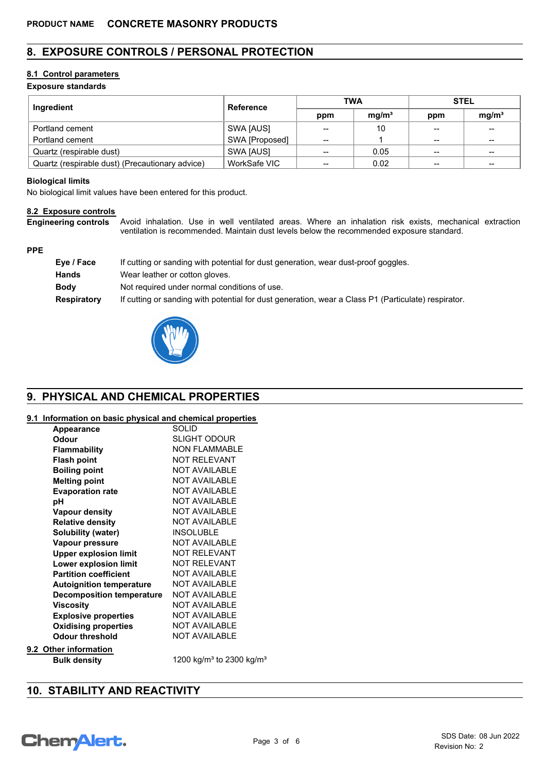**PRODUCT NAME** **CONCRETE MASONRY PRODUCTS**

## 8. EXPOSURE CONTROLS / PERSONAL PROTECTION

### 8.1 Control parameters

**Exposure standards**

| Ingredient | Reference | TWA | | STEL | |
|---|---|---|---|---|---|
| | | ppm | $mg/m^3$ | ppm | $mg/m^3$ |
| Portland cement | SWA [AUS] | -- | 10 | -- | -- |
| Portland cement | SWA [Proposed] | -- | 1 | -- | -- |
| Quartz (respirable dust) | SWA [AUS] | -- | 0.05 | -- | -- |
| Quartz (respirable dust) (Precautionary advice) | WorkSafe VIC | -- | 0.02 | -- | -- |

**Biological limits**

No biological limit values have been entered for this product.

### 8.2 Exposure controls

**Engineering controls** Avoid inhalation. Use in well ventilated areas. Where an inhalation risk exists, mechanical extraction ventilation is recommended. Maintain dust levels below the recommended exposure standard.

**PPE**

- **Eye / Face** If cutting or sanding with potential for dust generation, wear dust-proof goggles.
- **Hands** Wear leather or cotton gloves.
- **Body** Not required under normal conditions of use.
- **Respiratory** If cutting or sanding with potential for dust generation, wear a Class P1 (Particulate) respirator.

## 9. PHYSICAL AND CHEMICAL PROPERTIES

### 9.1 Information on basic physical and chemical properties

| Property | Value |
|---|---|
| **Appearance** | SOLID |
| **Odour** | SLIGHT ODOUR |
| **Flammability** | NON FLAMMABLE |
| **Flash point** | NOT RELEVANT |
| **Boiling point** | NOT AVAILABLE |
| **Melting point** | NOT AVAILABLE |
| **Evaporation rate** | NOT AVAILABLE |
| **pH** | NOT AVAILABLE |
| **Vapour density** | NOT AVAILABLE |
| **Relative density** | NOT AVAILABLE |
| **Solubility (water)** | INSOLUBLE |
| **Vapour pressure** | NOT AVAILABLE |
| **Upper explosion limit** | NOT RELEVANT |
| **Lower explosion limit** | NOT RELEVANT |
| **Partition coefficient** | NOT AVAILABLE |
| **Autoignition temperature** | NOT AVAILABLE |
| **Decomposition temperature** | NOT AVAILABLE |
| **Viscosity** | NOT AVAILABLE |
| **Explosive properties** | NOT AVAILABLE |
| **Oxidising properties** | NOT AVAILABLE |
| **Odour threshold** | NOT AVAILABLE |

### 9.2 Other information

**Bulk density** 1200 $kg/m^3$ to 2300 $kg/m^3$

## 10. STABILITY AND REACTIVITY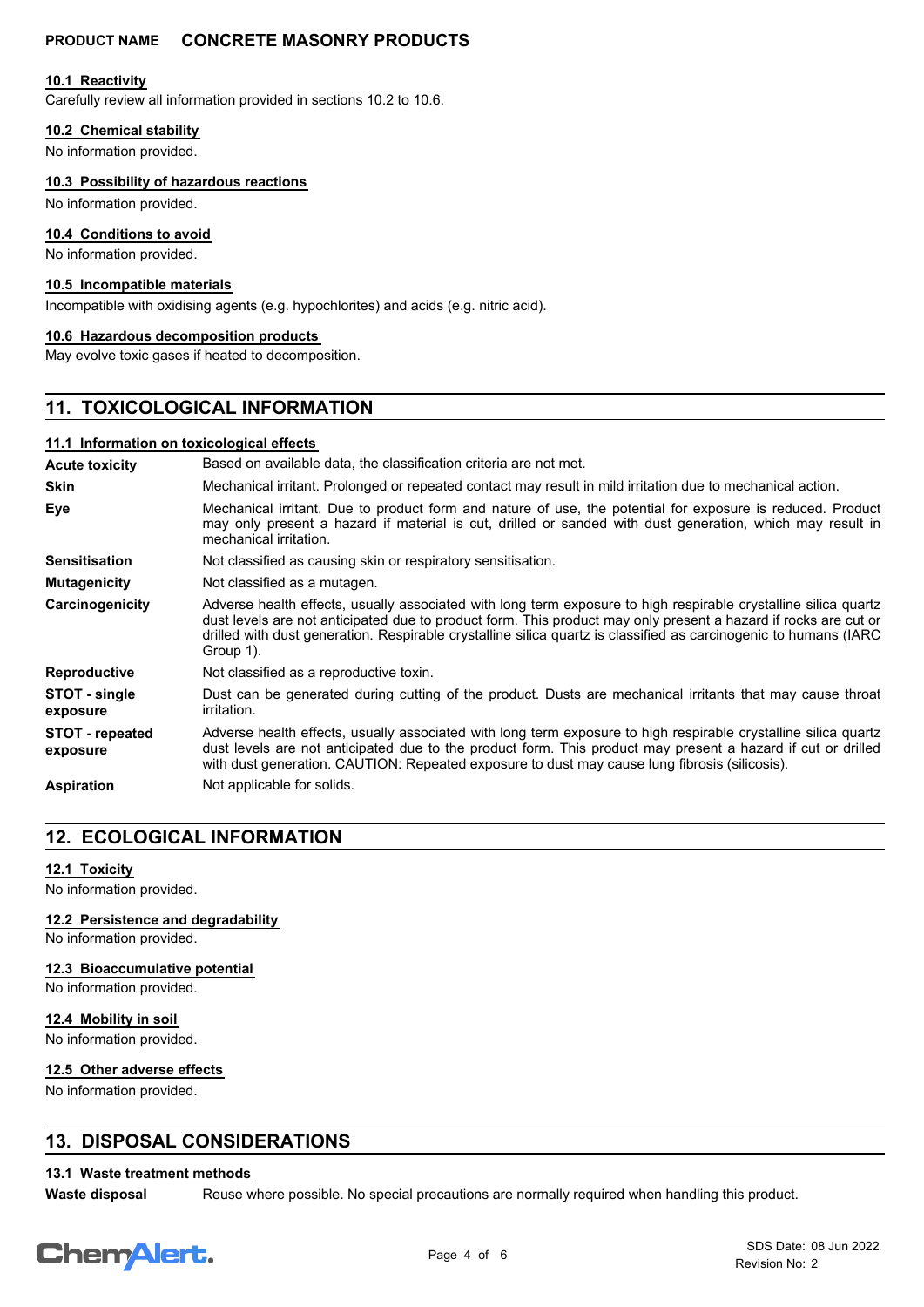#### 10.1 Reactivity

Carefully review all information provided in sections 10.2 to 10.6.

#### 10.2 Chemical stability

No information provided.

#### 10.3 Possibility of hazardous reactions

No information provided.

#### 10.4 Conditions to avoid

No information provided.

#### 10.5 Incompatible materials

Incompatible with oxidising agents (e.g. hypochlorites) and acids (e.g. nitric acid).

#### 10.6 Hazardous decomposition products

May evolve toxic gases if heated to decomposition.

## 11. TOXICOLOGICAL INFORMATION

#### 11.1 Information on toxicological effects

| | |
|---|---|
| **Acute toxicity** | Based on available data, the classification criteria are not met. |
| **Skin** | Mechanical irritant. Prolonged or repeated contact may result in mild irritation due to mechanical action. |
| **Eye** | Mechanical irritant. Due to product form and nature of use, the potential for exposure is reduced. Product may only present a hazard if material is cut, drilled or sanded with dust generation, which may result in mechanical irritation. |
| **Sensitisation** | Not classified as causing skin or respiratory sensitisation. |
| **Mutagenicity** | Not classified as a mutagen. |
| **Carcinogenicity** | Adverse health effects, usually associated with long term exposure to high respirable crystalline silica quartz dust levels are not anticipated due to product form. This product may only present a hazard if rocks are cut or drilled with dust generation. Respirable crystalline silica quartz is classified as carcinogenic to humans (IARC Group 1). |
| **Reproductive** | Not classified as a reproductive toxin. |
| **STOT - single exposure** | Dust can be generated during cutting of the product. Dusts are mechanical irritants that may cause throat irritation. |
| **STOT - repeated exposure** | Adverse health effects, usually associated with long term exposure to high respirable crystalline silica quartz dust levels are not anticipated due to the product form. This product may present a hazard if cut or drilled with dust generation. CAUTION: Repeated exposure to dust may cause lung fibrosis (silicosis). |
| **Aspiration** | Not applicable for solids. |

## 12. ECOLOGICAL INFORMATION

#### 12.1 Toxicity

No information provided.

#### 12.2 Persistence and degradability

No information provided.

#### 12.3 Bioaccumulative potential

No information provided.

#### 12.4 Mobility in soil

No information provided.

#### 12.5 Other adverse effects

No information provided.

## 13. DISPOSAL CONSIDERATIONS

#### 13.1 Waste treatment methods

**Waste disposal** Reuse where possible. No special precautions are normally required when handling this product.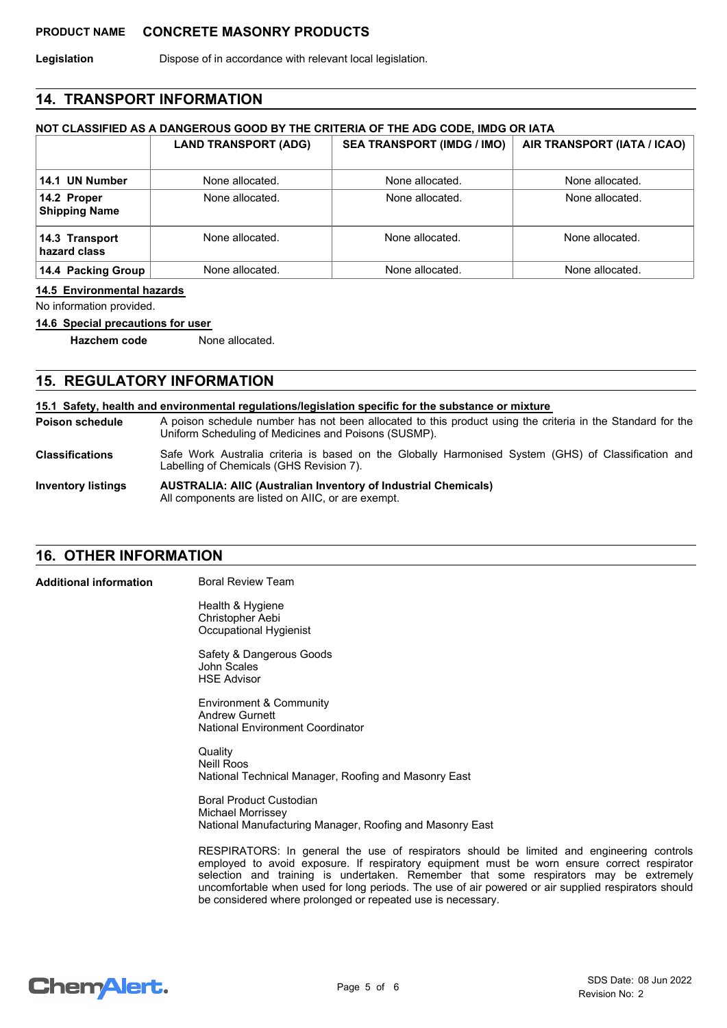**Legislation** Dispose of in accordance with relevant local legislation.

## 14. TRANSPORT INFORMATION

**NOT CLASSIFIED AS A DANGEROUS GOOD BY THE CRITERIA OF THE ADG CODE, IMDG OR IATA**

| | LAND TRANSPORT (ADG) | SEA TRANSPORT (IMDG / IMO) | AIR TRANSPORT (IATA / ICAO) |
|---|---|---|---|
| **14.1 UN Number** | None allocated. | None allocated. | None allocated. |
| **14.2 Proper Shipping Name** | None allocated. | None allocated. | None allocated. |
| **14.3 Transport hazard class** | None allocated. | None allocated. | None allocated. |
| **14.4 Packing Group** | None allocated. | None allocated. | None allocated. |

**14.5 Environmental hazards**

No information provided.

**14.6 Special precautions for user**

**Hazchem code** None allocated.

## 15. REGULATORY INFORMATION

**15.1 Safety, health and environmental regulations/legislation specific for the substance or mixture**

**Poison schedule** A poison schedule number has not been allocated to this product using the criteria in the Standard for the Uniform Scheduling of Medicines and Poisons (SUSMP).

**Classifications** Safe Work Australia criteria is based on the Globally Harmonised System (GHS) of Classification and Labelling of Chemicals (GHS Revision 7).

**Inventory listings** **AUSTRALIA: AIIC (Australian Inventory of Industrial Chemicals)**
All components are listed on AIIC, or are exempt.

## 16. OTHER INFORMATION

**Additional information** Boral Review Team

Health & Hygiene
Christopher Aebi
Occupational Hygienist

Safety & Dangerous Goods
John Scales
HSE Advisor

Environment & Community
Andrew Gurnett
National Environment Coordinator

Quality
Neill Roos
National Technical Manager, Roofing and Masonry East

Boral Product Custodian
Michael Morrissey
National Manufacturing Manager, Roofing and Masonry East

RESPIRATORS: In general the use of respirators should be limited and engineering controls employed to avoid exposure. If respiratory equipment must be worn ensure correct respirator selection and training is undertaken. Remember that some respirators may be extremely uncomfortable when used for long periods. The use of air powered or air supplied respirators should be considered where prolonged or repeated use is necessary.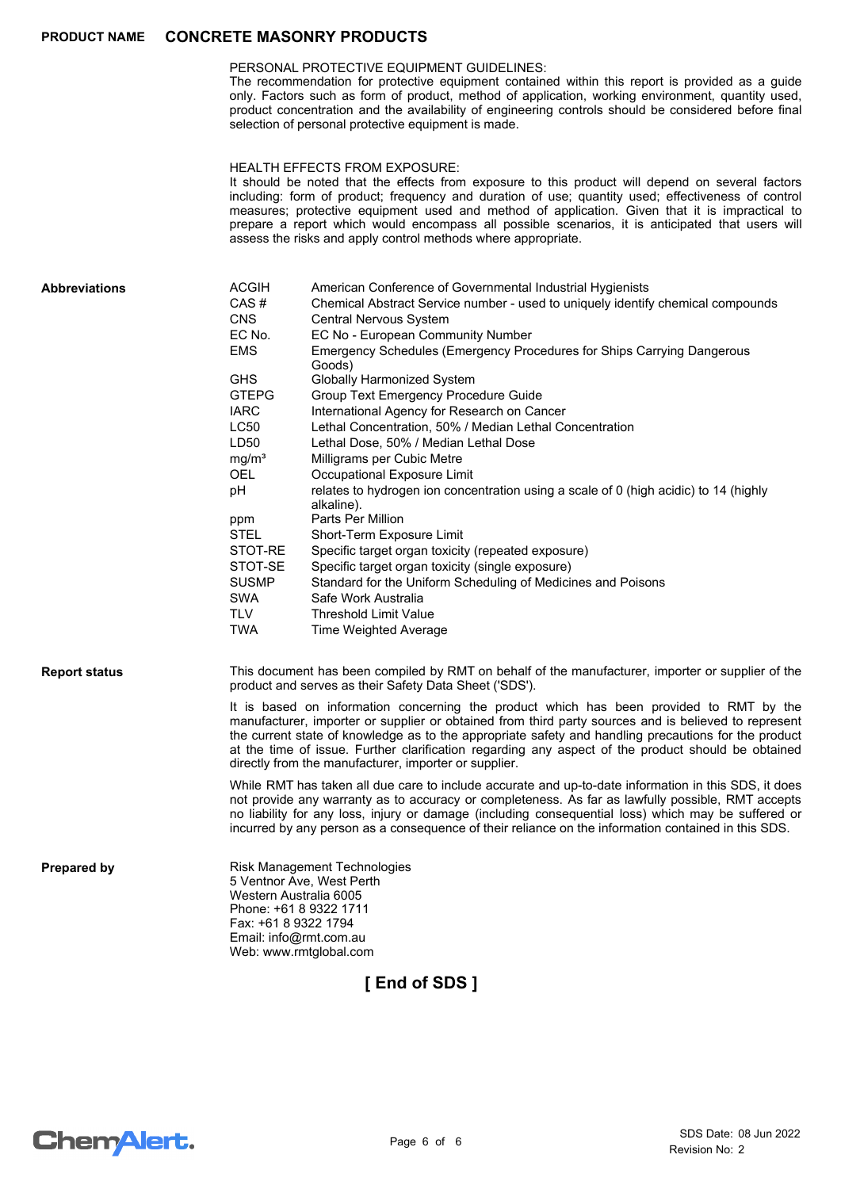PERSONAL PROTECTIVE EQUIPMENT GUIDELINES:
The recommendation for protective equipment contained within this report is provided as a guide only. Factors such as form of product, method of application, working environment, quantity used, product concentration and the availability of engineering controls should be considered before final selection of personal protective equipment is made.

HEALTH EFFECTS FROM EXPOSURE:
It should be noted that the effects from exposure to this product will depend on several factors including: form of product; frequency and duration of use; quantity used; effectiveness of control measures; protective equipment used and method of application. Given that it is impractical to prepare a report which would encompass all possible scenarios, it is anticipated that users will assess the risks and apply control methods where appropriate.

**Abbreviations**

| | |
|---|---|
| ACGIH | American Conference of Governmental Industrial Hygienists |
| CAS # | Chemical Abstract Service number - used to uniquely identify chemical compounds |
| CNS | Central Nervous System |
| EC No. | EC No - European Community Number |
| EMS | Emergency Schedules (Emergency Procedures for Ships Carrying Dangerous Goods) |
| GHS | Globally Harmonized System |
| GTEPG | Group Text Emergency Procedure Guide |
| IARC | International Agency for Research on Cancer |
| LC50 | Lethal Concentration, 50% / Median Lethal Concentration |
| LD50 | Lethal Dose, 50% / Median Lethal Dose |
| $mg/m^3$ | Milligrams per Cubic Metre |
| OEL | Occupational Exposure Limit |
| pH | relates to hydrogen ion concentration using a scale of 0 (high acidic) to 14 (highly alkaline). |
| ppm | Parts Per Million |
| STEL | Short-Term Exposure Limit |
| STOT-RE | Specific target organ toxicity (repeated exposure) |
| STOT-SE | Specific target organ toxicity (single exposure) |
| SUSMP | Standard for the Uniform Scheduling of Medicines and Poisons |
| SWA | Safe Work Australia |
| TLV | Threshold Limit Value |
| TWA | Time Weighted Average |

**Report status**

This document has been compiled by RMT on behalf of the manufacturer, importer or supplier of the product and serves as their Safety Data Sheet ('SDS').

It is based on information concerning the product which has been provided to RMT by the manufacturer, importer or supplier or obtained from third party sources and is believed to represent the current state of knowledge as to the appropriate safety and handling precautions for the product at the time of issue. Further clarification regarding any aspect of the product should be obtained directly from the manufacturer, importer or supplier.

While RMT has taken all due care to include accurate and up-to-date information in this SDS, it does not provide any warranty as to accuracy or completeness. As far as lawfully possible, RMT accepts no liability for any loss, injury or damage (including consequential loss) which may be suffered or incurred by any person as a consequence of their reliance on the information contained in this SDS.

**Prepared by**

Risk Management Technologies
5 Ventnor Ave, West Perth
Western Australia 6005
Phone: +61 8 9322 1711
Fax: +61 8 9322 1794
Email: info@rmt.com.au
Web: www.rmtglobal.com

**[ End of SDS ]**